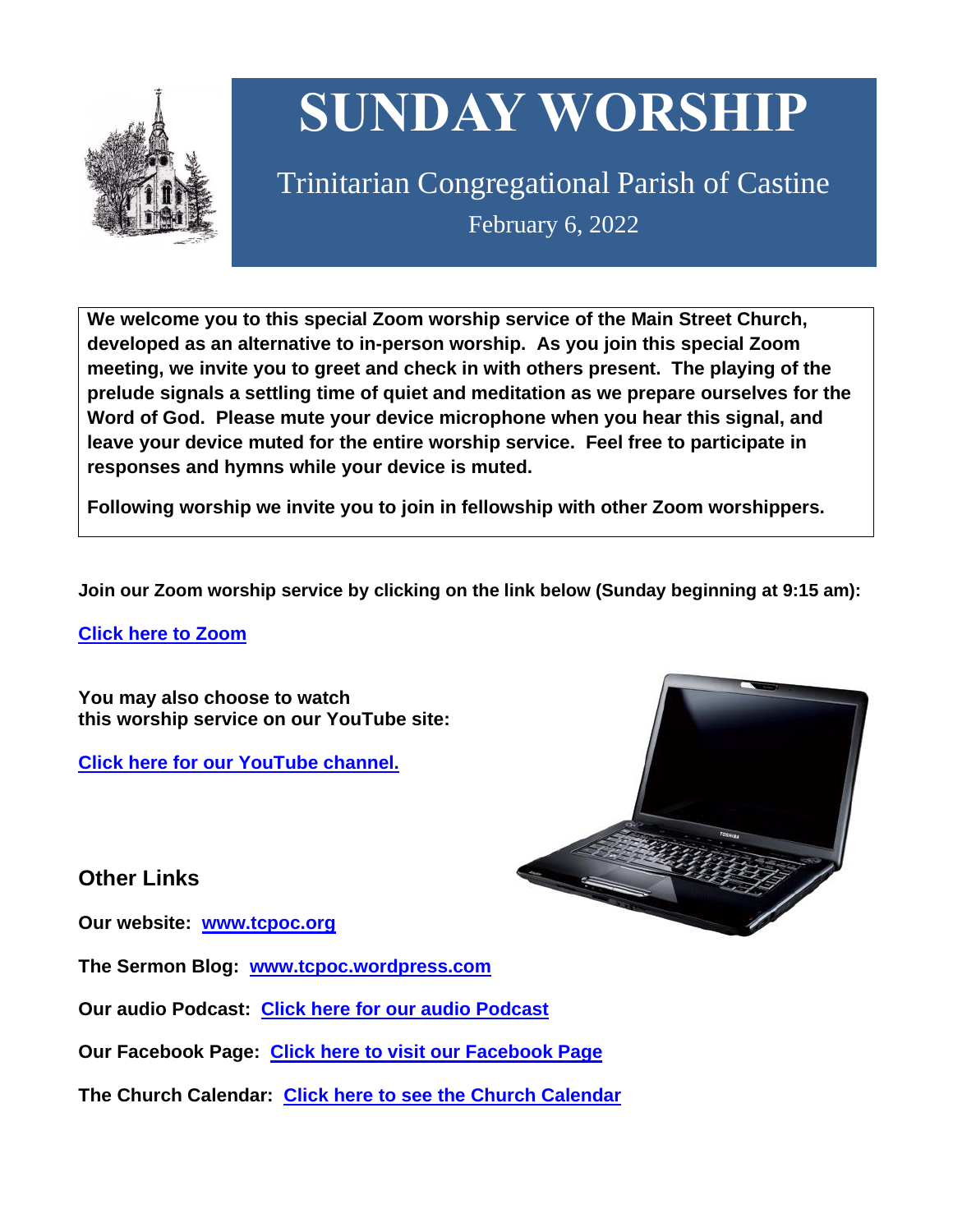# SUNDAY WORSHIP

## Trinitarian Congregational Parish of Castine

February 6, 2022

**We welcome you to this special Zoom worship service of the Main Street Church, developed as an alternative to in-person worship. As you join this special Zoom meeting, we invite you to greet and check in with others present. The playing of the prelude signals a settling time of quiet and meditation as we prepare ourselves for the Word of God. Please mute your device microphone when you hear this signal, and leave your device muted for the entire worship service. Feel free to participate in responses and hymns while your device is muted.**

**Following worship we invite you to join in fellowship with other Zoom worshippers.**

**Join our Zoom worship service by clicking on the link below (Sunday beginning at 9:15 am):**

**Click here to Zoom**

**You may also choose to watch this worship service on our YouTube site:**

**Click here for our YouTube channel.**

## Other Links

**Our website: www.tcpoc.org**

**The Sermon Blog: www.tcpoc.wordpress.com**

**Our audio Podcast: Click here for our audio Podcast**

**Our Facebook Page: Click here to visit our Facebook Page**

**The Church Calendar: Click here to see the Church Calendar**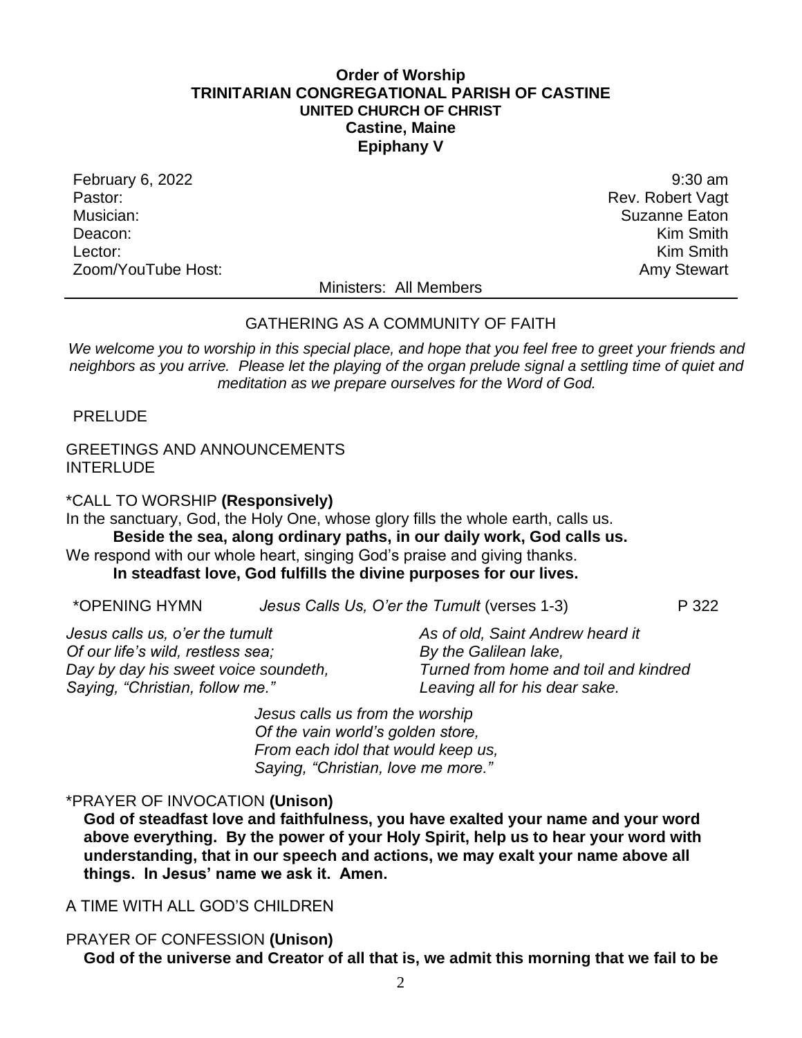**Order of Worship**
**TRINITARIAN CONGREGATIONAL PARISH OF CASTINE**
**UNITED CHURCH OF CHRIST**
**Castine, Maine**
**Epiphany V**

| | |
|---|---|
| February 6, 2022 | 9:30 am |
| Pastor: | Rev. Robert Vagt |
| Musician: | Suzanne Eaton |
| Deacon: | Kim Smith |
| Lector: | Kim Smith |
| Zoom/YouTube Host: | Amy Stewart |

Ministers: All Members

---

GATHERING AS A COMMUNITY OF FAITH

*We welcome you to worship in this special place, and hope that you feel free to greet your friends and neighbors as you arrive. Please let the playing of the organ prelude signal a settling time of quiet and meditation as we prepare ourselves for the Word of God.*

PRELUDE

GREETINGS AND ANNOUNCEMENTS
INTERLUDE

*CALL TO WORSHIP **(Responsively)**
In the sanctuary, God, the Holy One, whose glory fills the whole earth, calls us.
**Beside the sea, along ordinary paths, in our daily work, God calls us.**
We respond with our whole heart, singing God's praise and giving thanks.
**In steadfast love, God fulfills the divine purposes for our lives.**

*OPENING HYMN *Jesus Calls Us, O'er the Tumult* (verses 1-3) P 322

*Jesus calls us, o'er the tumult*
*Of our life's wild, restless sea;*
*Day by day his sweet voice soundeth,*
*Saying, "Christian, follow me."*

*As of old, Saint Andrew heard it*
*By the Galilean lake,*
*Turned from home and toil and kindred*
*Leaving all for his dear sake.*

*Jesus calls us from the worship*
*Of the vain world's golden store,*
*From each idol that would keep us,*
*Saying, "Christian, love me more."*

*PRAYER OF INVOCATION **(Unison)**
**God of steadfast love and faithfulness, you have exalted your name and your word above everything. By the power of your Holy Spirit, help us to hear your word with understanding, that in our speech and actions, we may exalt your name above all things. In Jesus' name we ask it. Amen.**

A TIME WITH ALL GOD'S CHILDREN

PRAYER OF CONFESSION **(Unison)**
**God of the universe and Creator of all that is, we admit this morning that we fail to be**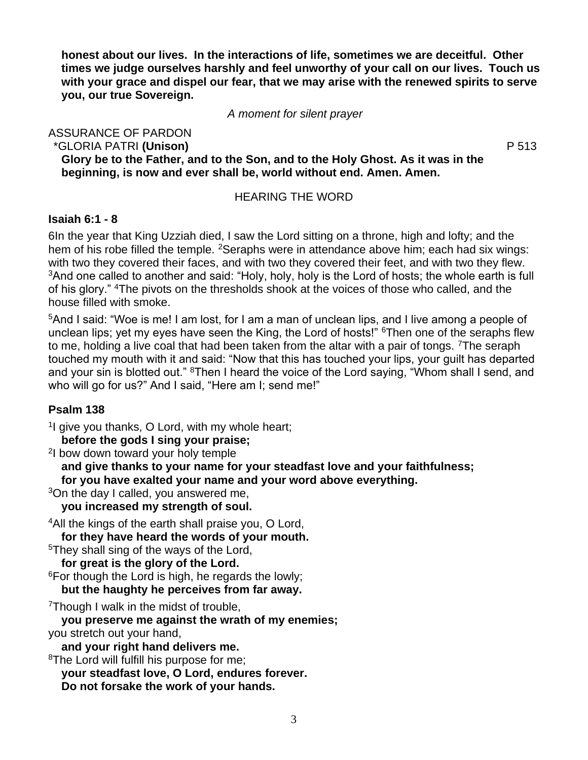**honest about our lives. In the interactions of life, sometimes we are deceitful. Other times we judge ourselves harshly and feel unworthy of your call on our lives. Touch us with your grace and dispel our fear, that we may arise with the renewed spirits to serve you, our true Sovereign.**

*A moment for silent prayer*

ASSURANCE OF PARDON

*GLORIA PATRI **(Unison)** P 513

**Glory be to the Father, and to the Son, and to the Holy Ghost. As it was in the beginning, is now and ever shall be, world without end. Amen. Amen.**

## HEARING THE WORD

**Isaiah 6:1 - 8**

6In the year that King Uzziah died, I saw the Lord sitting on a throne, high and lofty; and the hem of his robe filled the temple. [2]Seraphs were in attendance above him; each had six wings: with two they covered their faces, and with two they covered their feet, and with two they flew. [3]And one called to another and said: "Holy, holy, holy is the Lord of hosts; the whole earth is full of his glory." [4]The pivots on the thresholds shook at the voices of those who called, and the house filled with smoke.

[5]And I said: "Woe is me! I am lost, for I am a man of unclean lips, and I live among a people of unclean lips; yet my eyes have seen the King, the Lord of hosts!" [6]Then one of the seraphs flew to me, holding a live coal that had been taken from the altar with a pair of tongs. [7]The seraph touched my mouth with it and said: "Now that this has touched your lips, your guilt has departed and your sin is blotted out." [8]Then I heard the voice of the Lord saying, "Whom shall I send, and who will go for us?" And I said, "Here am I; send me!"

**Psalm 138**

[1]I give you thanks, O Lord, with my whole heart;
**before the gods I sing your praise;**
[2]I bow down toward your holy temple
**and give thanks to your name for your steadfast love and your faithfulness;**
**for you have exalted your name and your word above everything.**
[3]On the day I called, you answered me,
**you increased my strength of soul.**

[4]All the kings of the earth shall praise you, O Lord,
**for they have heard the words of your mouth.**
[5]They shall sing of the ways of the Lord,
**for great is the glory of the Lord.**
[6]For though the Lord is high, he regards the lowly;
**but the haughty he perceives from far away.**

[7]Though I walk in the midst of trouble,
**you preserve me against the wrath of my enemies;**
you stretch out your hand,
**and your right hand delivers me.**
[8]The Lord will fulfill his purpose for me;
**your steadfast love, O Lord, endures forever.**
**Do not forsake the work of your hands.**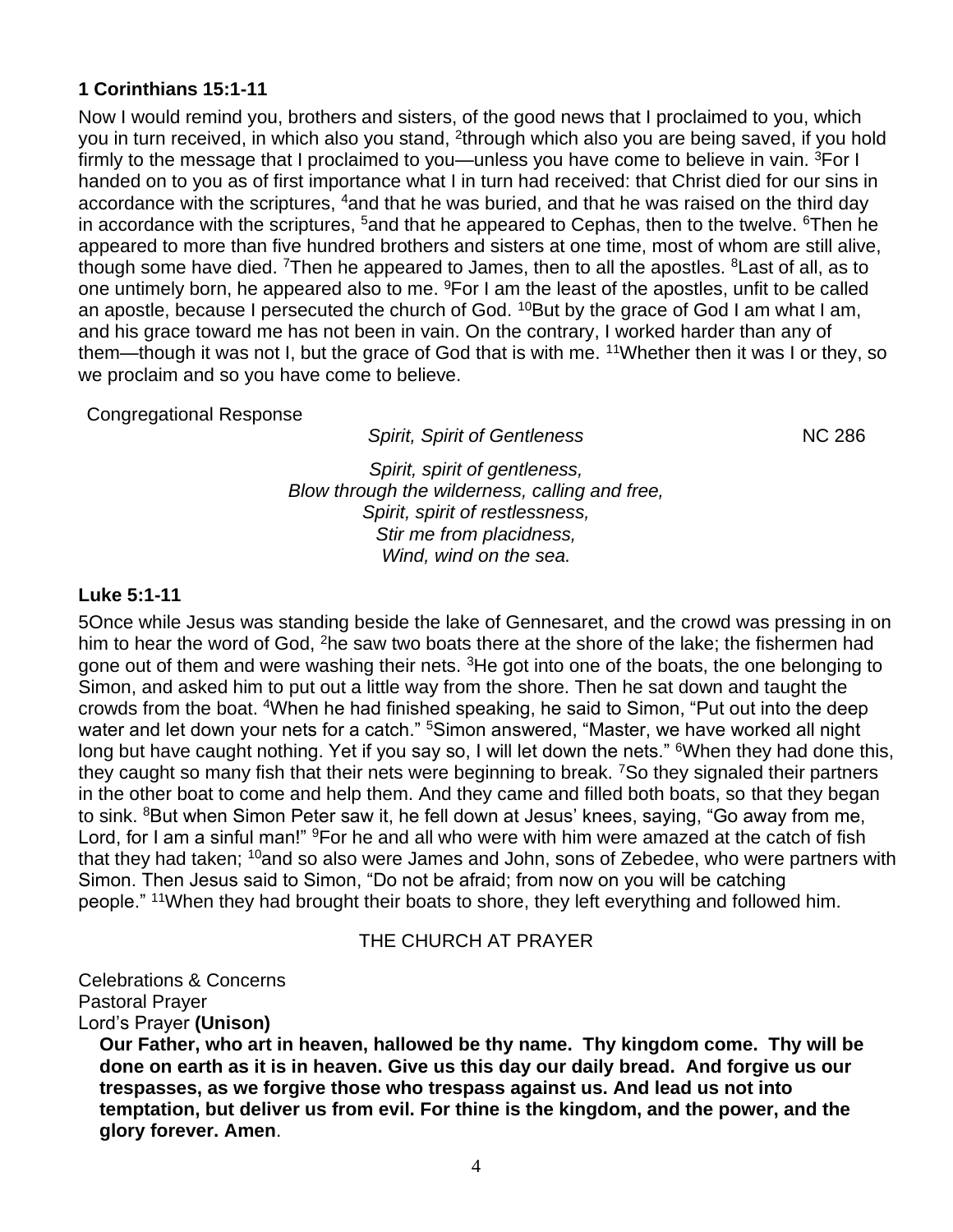**1 Corinthians 15:1-11**

Now I would remind you, brothers and sisters, of the good news that I proclaimed to you, which you in turn received, in which also you stand, [2]through which also you are being saved, if you hold firmly to the message that I proclaimed to you—unless you have come to believe in vain. [3]For I handed on to you as of first importance what I in turn had received: that Christ died for our sins in accordance with the scriptures, [4]and that he was buried, and that he was raised on the third day in accordance with the scriptures, [5]and that he appeared to Cephas, then to the twelve. [6]Then he appeared to more than five hundred brothers and sisters at one time, most of whom are still alive, though some have died. [7]Then he appeared to James, then to all the apostles. [8]Last of all, as to one untimely born, he appeared also to me. [9]For I am the least of the apostles, unfit to be called an apostle, because I persecuted the church of God. [10]But by the grace of God I am what I am, and his grace toward me has not been in vain. On the contrary, I worked harder than any of them—though it was not I, but the grace of God that is with me. [11]Whether then it was I or they, so we proclaim and so you have come to believe.

Congregational Response

*Spirit, Spirit of Gentleness* NC 286

*Spirit, spirit of gentleness,*
*Blow through the wilderness, calling and free,*
*Spirit, spirit of restlessness,*
*Stir me from placidness,*
*Wind, wind on the sea.*

**Luke 5:1-11**

5Once while Jesus was standing beside the lake of Gennesaret, and the crowd was pressing in on him to hear the word of God, [2]he saw two boats there at the shore of the lake; the fishermen had gone out of them and were washing their nets. [3]He got into one of the boats, the one belonging to Simon, and asked him to put out a little way from the shore. Then he sat down and taught the crowds from the boat. [4]When he had finished speaking, he said to Simon, "Put out into the deep water and let down your nets for a catch." [5]Simon answered, "Master, we have worked all night long but have caught nothing. Yet if you say so, I will let down the nets." [6]When they had done this, they caught so many fish that their nets were beginning to break. [7]So they signaled their partners in the other boat to come and help them. And they came and filled both boats, so that they began to sink. [8]But when Simon Peter saw it, he fell down at Jesus' knees, saying, "Go away from me, Lord, for I am a sinful man!" [9]For he and all who were with him were amazed at the catch of fish that they had taken; [10]and so also were James and John, sons of Zebedee, who were partners with Simon. Then Jesus said to Simon, "Do not be afraid; from now on you will be catching people." [11]When they had brought their boats to shore, they left everything and followed him.

THE CHURCH AT PRAYER

Celebrations & Concerns
Pastoral Prayer
Lord's Prayer **(Unison)**

**Our Father, who art in heaven, hallowed be thy name. Thy kingdom come. Thy will be done on earth as it is in heaven. Give us this day our daily bread. And forgive us our trespasses, as we forgive those who trespass against us. And lead us not into temptation, but deliver us from evil. For thine is the kingdom, and the power, and the glory forever. Amen**.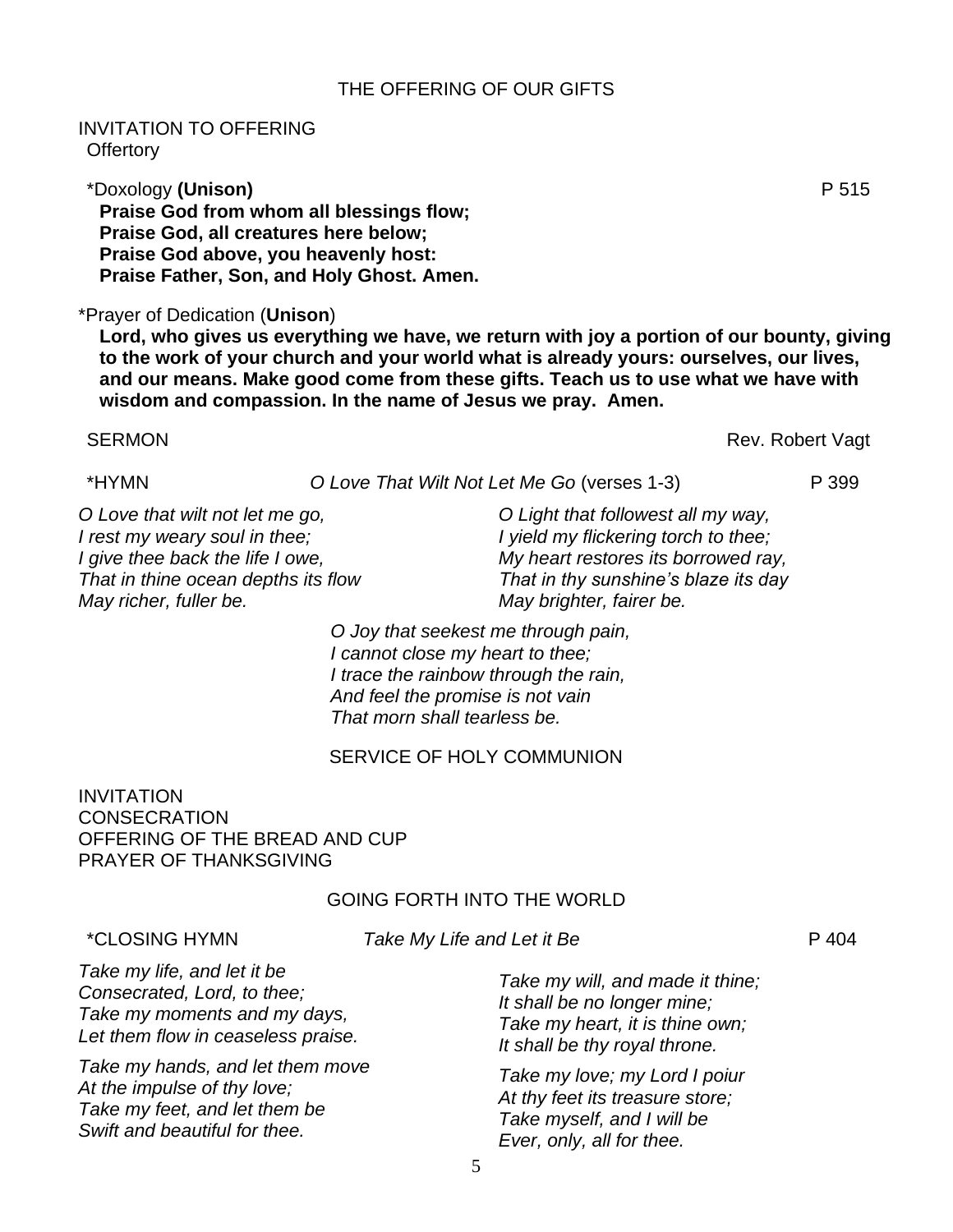## THE OFFERING OF OUR GIFTS

INVITATION TO OFFERING
Offertory

*Doxology **(Unison)** P 515
**Praise God from whom all blessings flow;**
**Praise God, all creatures here below;**
**Praise God above, you heavenly host:**
**Praise Father, Son, and Holy Ghost. Amen.**

*Prayer of Dedication (**Unison**)
**Lord, who gives us everything we have, we return with joy a portion of our bounty, giving to the work of your church and your world what is already yours: ourselves, our lives, and our means. Make good come from these gifts. Teach us to use what we have with wisdom and compassion. In the name of Jesus we pray. Amen.**

SERMON Rev. Robert Vagt

*HYMN *O Love That Wilt Not Let Me Go* (verses 1-3) P 399

*O Love that wilt not let me go,*
*I rest my weary soul in thee;*
*I give thee back the life I owe,*
*That in thine ocean depths its flow*
*May richer, fuller be.*

*O Light that followest all my way,*
*I yield my flickering torch to thee;*
*My heart restores its borrowed ray,*
*That in thy sunshine's blaze its day*
*May brighter, fairer be.*

*O Joy that seekest me through pain,*
*I cannot close my heart to thee;*
*I trace the rainbow through the rain,*
*And feel the promise is not vain*
*That morn shall tearless be.*

## SERVICE OF HOLY COMMUNION

INVITATION
CONSECRATION
OFFERING OF THE BREAD AND CUP
PRAYER OF THANKSGIVING

## GOING FORTH INTO THE WORLD

*CLOSING HYMN *Take My Life and Let it Be* P 404

*Take my life, and let it be*
*Consecrated, Lord, to thee;*
*Take my moments and my days,*
*Let them flow in ceaseless praise.*

*Take my hands, and let them move*
*At the impulse of thy love;*
*Take my feet, and let them be*
*Swift and beautiful for thee.*

*Take my will, and made it thine;*
*It shall be no longer mine;*
*Take my heart, it is thine own;*
*It shall be thy royal throne.*

*Take my love; my Lord I poiur*
*At thy feet its treasure store;*
*Take myself, and I will be*
*Ever, only, all for thee.*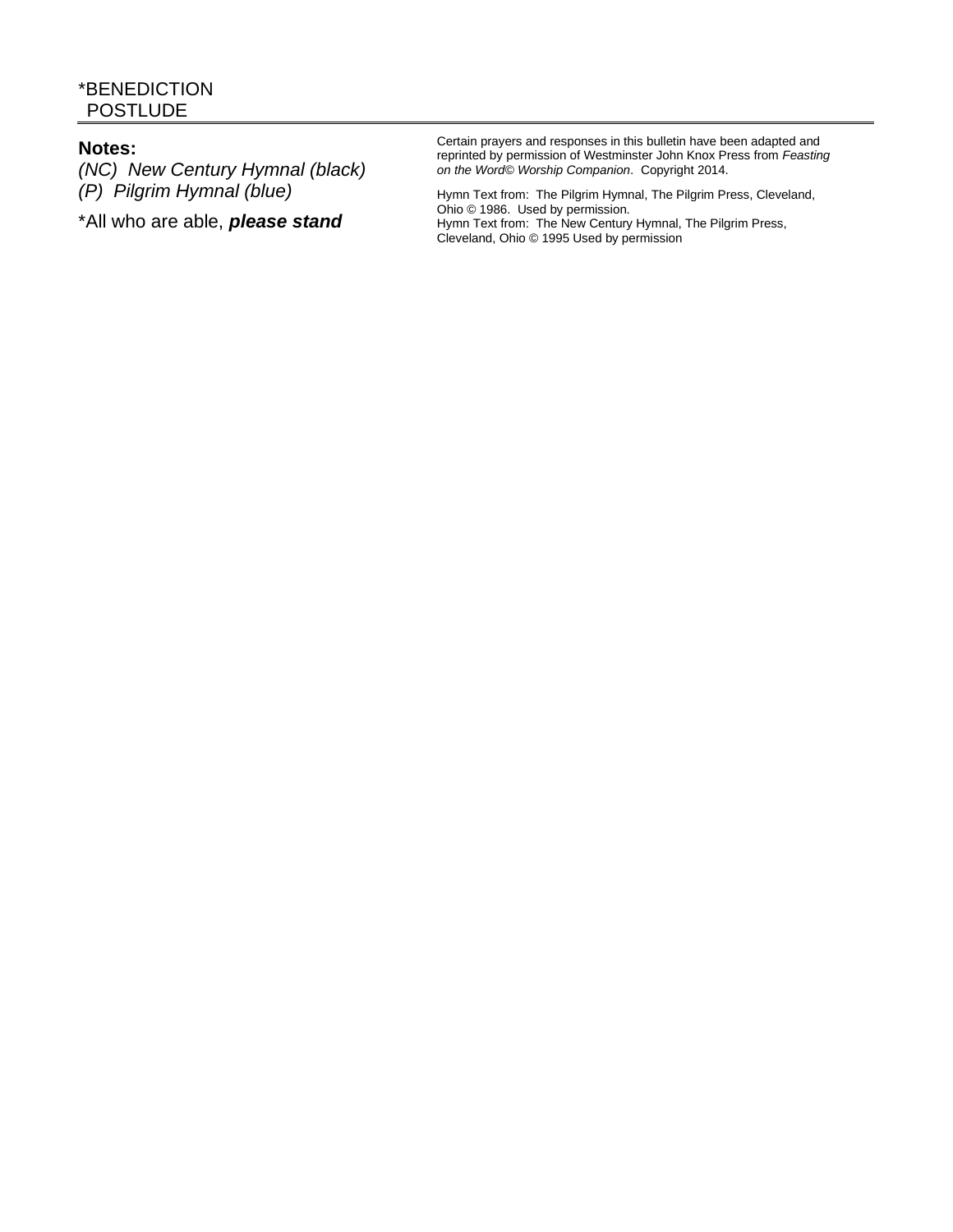*BENEDICTION
POSTLUDE

---

**Notes:**
*(NC) New Century Hymnal (black)*
*(P) Pilgrim Hymnal (blue)*

*All who are able, ***please stand***

Certain prayers and responses in this bulletin have been adapted and reprinted by permission of Westminster John Knox Press from *Feasting on the Word© Worship Companion*. Copyright 2014.

Hymn Text from: The Pilgrim Hymnal, The Pilgrim Press, Cleveland, Ohio © 1986. Used by permission.
Hymn Text from: The New Century Hymnal, The Pilgrim Press, Cleveland, Ohio © 1995 Used by permission